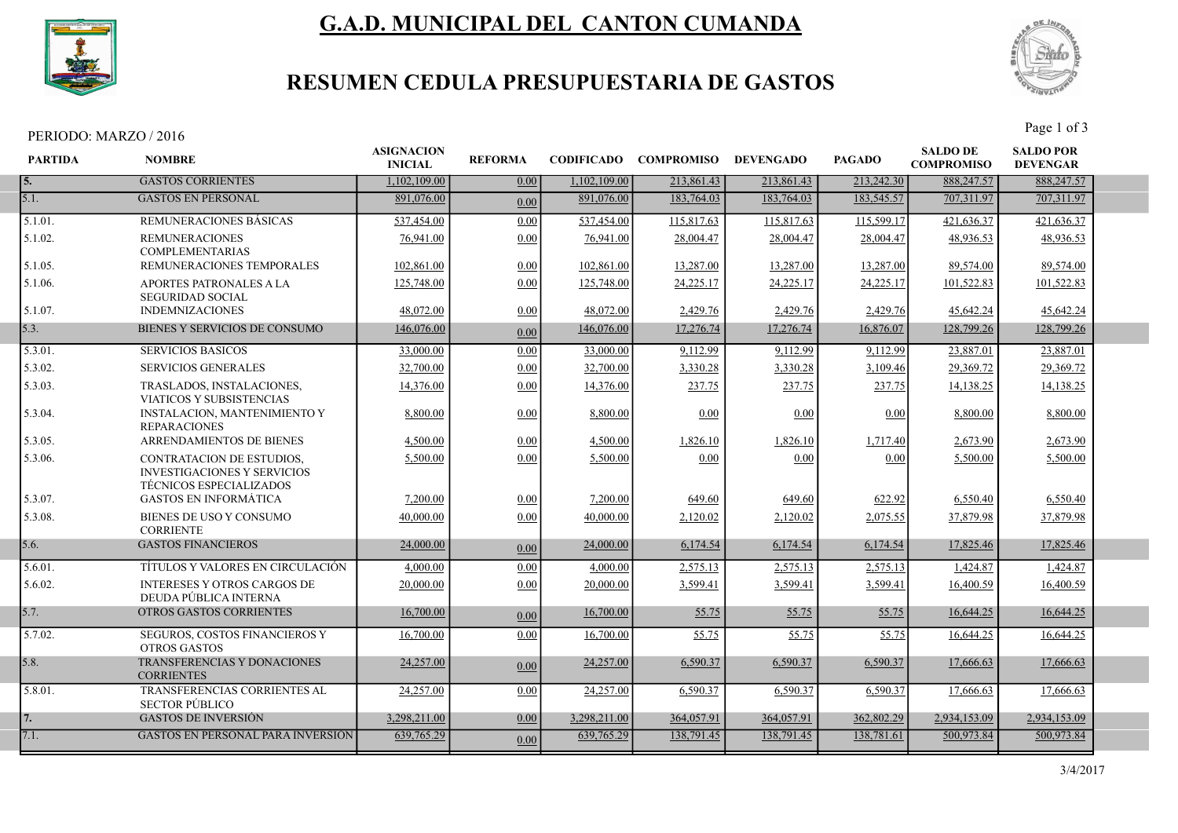# G.A.D. MUNICIPAL DEL CANTON CUMANDA

## RESUMEN CEDULA PRESUPUESTARIA DE GASTOS

PERIODO: MARZO / 2016

| PARTIDA | NOMBRE | ASIGNACION INICIAL | REFORMA | CODIFICADO | COMPROMISO | DEVENGADO | PAGADO | SALDO DE COMPROMISO | SALDO POR DEVENGAR |
|---|---|---|---|---|---|---|---|---|---|
| 5. | GASTOS CORRIENTES | 1,102,109.00 | 0.00 | 1,102,109.00 | 213,861.43 | 213,861.43 | 213,242.30 | 888,247.57 | 888,247.57 |
| 5.1. | GASTOS EN PERSONAL | 891,076.00 | 0.00 | 891,076.00 | 183,764.03 | 183,764.03 | 183,545.57 | 707,311.97 | 707,311.97 |
| 5.1.01. | REMUNERACIONES BÁSICAS | 537,454.00 | 0.00 | 537,454.00 | 115,817.63 | 115,817.63 | 115,599.17 | 421,636.37 | 421,636.37 |
| 5.1.02. | REMUNERACIONES COMPLEMENTARIAS | 76,941.00 | 0.00 | 76,941.00 | 28,004.47 | 28,004.47 | 28,004.47 | 48,936.53 | 48,936.53 |
| 5.1.05. | REMUNERACIONES TEMPORALES | 102,861.00 | 0.00 | 102,861.00 | 13,287.00 | 13,287.00 | 13,287.00 | 89,574.00 | 89,574.00 |
| 5.1.06. | APORTES PATRONALES A LA SEGURIDAD SOCIAL | 125,748.00 | 0.00 | 125,748.00 | 24,225.17 | 24,225.17 | 24,225.17 | 101,522.83 | 101,522.83 |
| 5.1.07. | INDEMNIZACIONES | 48,072.00 | 0.00 | 48,072.00 | 2,429.76 | 2,429.76 | 2,429.76 | 45,642.24 | 45,642.24 |
| 5.3. | BIENES Y SERVICIOS DE CONSUMO | 146,076.00 | 0.00 | 146,076.00 | 17,276.74 | 17,276.74 | 16,876.07 | 128,799.26 | 128,799.26 |
| 5.3.01. | SERVICIOS BASICOS | 33,000.00 | 0.00 | 33,000.00 | 9,112.99 | 9,112.99 | 9,112.99 | 23,887.01 | 23,887.01 |
| 5.3.02. | SERVICIOS GENERALES | 32,700.00 | 0.00 | 32,700.00 | 3,330.28 | 3,330.28 | 3,109.46 | 29,369.72 | 29,369.72 |
| 5.3.03. | TRASLADOS, INSTALACIONES, VIATICOS Y SUBSISTENCIAS | 14,376.00 | 0.00 | 14,376.00 | 237.75 | 237.75 | 237.75 | 14,138.25 | 14,138.25 |
| 5.3.04. | INSTALACION, MANTENIMIENTO Y REPARACIONES | 8,800.00 | 0.00 | 8,800.00 | 0.00 | 0.00 | 0.00 | 8,800.00 | 8,800.00 |
| 5.3.05. | ARRENDAMIENTOS DE BIENES | 4,500.00 | 0.00 | 4,500.00 | 1,826.10 | 1,826.10 | 1,717.40 | 2,673.90 | 2,673.90 |
| 5.3.06. | CONTRATACION DE ESTUDIOS, INVESTIGACIONES Y SERVICIOS TÉCNICOS ESPECIALIZADOS | 5,500.00 | 0.00 | 5,500.00 | 0.00 | 0.00 | 0.00 | 5,500.00 | 5,500.00 |
| 5.3.07. | GASTOS EN INFORMÁTICA | 7,200.00 | 0.00 | 7,200.00 | 649.60 | 649.60 | 622.92 | 6,550.40 | 6,550.40 |
| 5.3.08. | BIENES DE USO Y CONSUMO CORRIENTE | 40,000.00 | 0.00 | 40,000.00 | 2,120.02 | 2,120.02 | 2,075.55 | 37,879.98 | 37,879.98 |
| 5.6. | GASTOS FINANCIEROS | 24,000.00 | 0.00 | 24,000.00 | 6,174.54 | 6,174.54 | 6,174.54 | 17,825.46 | 17,825.46 |
| 5.6.01. | TÍTULOS Y VALORES EN CIRCULACIÓN | 4,000.00 | 0.00 | 4,000.00 | 2,575.13 | 2,575.13 | 2,575.13 | 1,424.87 | 1,424.87 |
| 5.6.02. | INTERESES Y OTROS CARGOS DE DEUDA PÚBLICA INTERNA | 20,000.00 | 0.00 | 20,000.00 | 3,599.41 | 3,599.41 | 3,599.41 | 16,400.59 | 16,400.59 |
| 5.7. | OTROS GASTOS CORRIENTES | 16,700.00 | 0.00 | 16,700.00 | 55.75 | 55.75 | 55.75 | 16,644.25 | 16,644.25 |
| 5.7.02. | SEGUROS, COSTOS FINANCIEROS Y OTROS GASTOS | 16,700.00 | 0.00 | 16,700.00 | 55.75 | 55.75 | 55.75 | 16,644.25 | 16,644.25 |
| 5.8. | TRANSFERENCIAS Y DONACIONES CORRIENTES | 24,257.00 | 0.00 | 24,257.00 | 6,590.37 | 6,590.37 | 6,590.37 | 17,666.63 | 17,666.63 |
| 5.8.01. | TRANSFERENCIAS CORRIENTES AL SECTOR PÚBLICO | 24,257.00 | 0.00 | 24,257.00 | 6,590.37 | 6,590.37 | 6,590.37 | 17,666.63 | 17,666.63 |
| 7. | GASTOS DE INVERSIÓN | 3,298,211.00 | 0.00 | 3,298,211.00 | 364,057.91 | 364,057.91 | 362,802.29 | 2,934,153.09 | 2,934,153.09 |
| 7.1. | GASTOS EN PERSONAL PARA INVERSION | 639,765.29 | 0.00 | 639,765.29 | 138,791.45 | 138,791.45 | 138,781.61 | 500,973.84 | 500,973.84 |

3/4/2017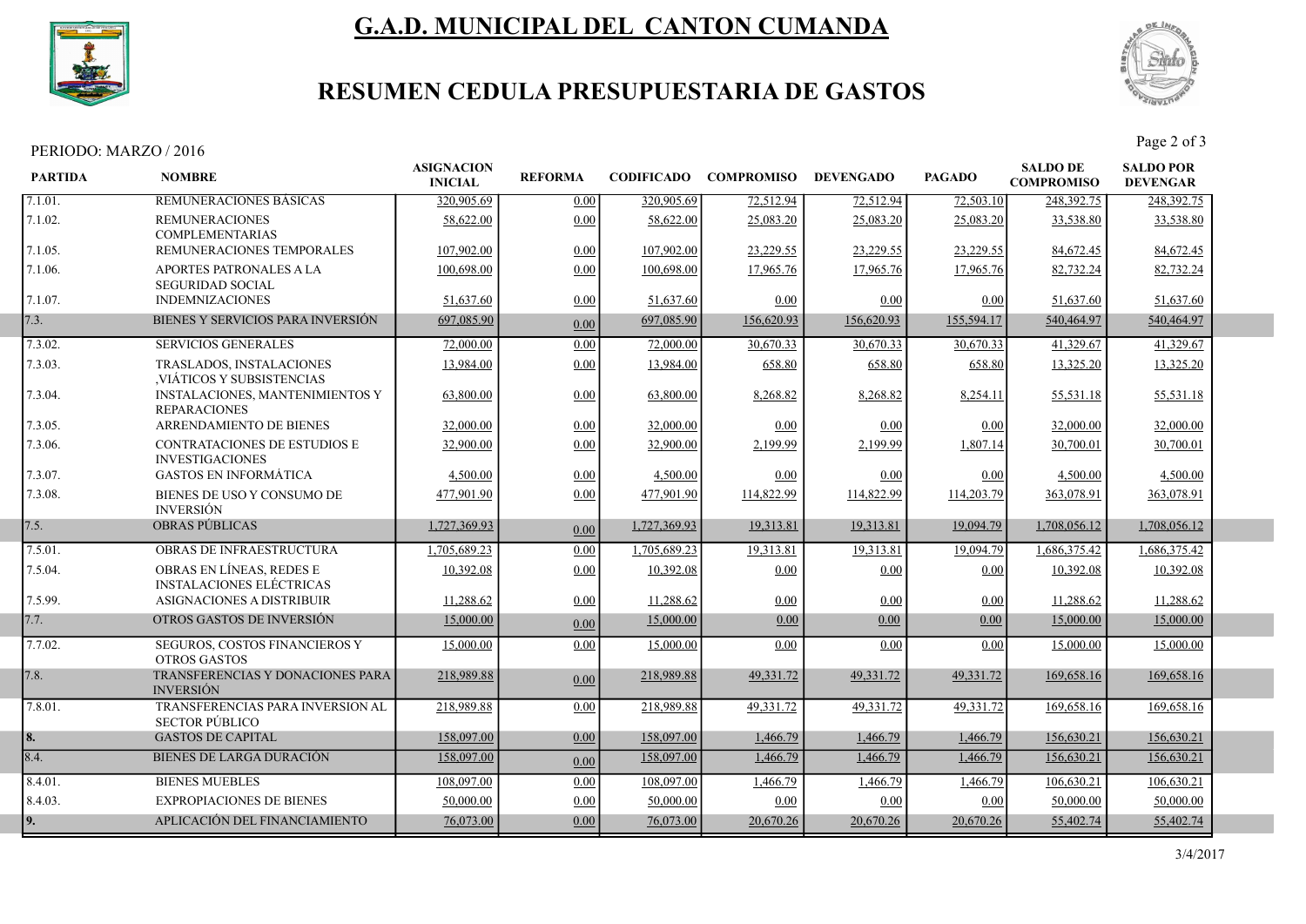# G.A.D. MUNICIPAL DEL CANTON CUMANDA

## RESUMEN CEDULA PRESUPUESTARIA DE GASTOS

PERIODO: MARZO / 2016

| PARTIDA | NOMBRE | ASIGNACION INICIAL | REFORMA | CODIFICADO | COMPROMISO | DEVENGADO | PAGADO | SALDO DE COMPROMISO | SALDO POR DEVENGAR |
|---|---|---|---|---|---|---|---|---|---|
| 7.1.01. | REMUNERACIONES BÁSICAS | 320,905.69 | 0.00 | 320,905.69 | 72,512.94 | 72,512.94 | 72,503.10 | 248,392.75 | 248,392.75 |
| 7.1.02. | REMUNERACIONES COMPLEMENTARIAS | 58,622.00 | 0.00 | 58,622.00 | 25,083.20 | 25,083.20 | 25,083.20 | 33,538.80 | 33,538.80 |
| 7.1.05. | REMUNERACIONES TEMPORALES | 107,902.00 | 0.00 | 107,902.00 | 23,229.55 | 23,229.55 | 23,229.55 | 84,672.45 | 84,672.45 |
| 7.1.06. | APORTES PATRONALES A LA SEGURIDAD SOCIAL | 100,698.00 | 0.00 | 100,698.00 | 17,965.76 | 17,965.76 | 17,965.76 | 82,732.24 | 82,732.24 |
| 7.1.07. | INDEMNIZACIONES | 51,637.60 | 0.00 | 51,637.60 | 0.00 | 0.00 | 0.00 | 51,637.60 | 51,637.60 |
| 7.3. | BIENES Y SERVICIOS PARA INVERSIÓN | 697,085.90 | 0.00 | 697,085.90 | 156,620.93 | 156,620.93 | 155,594.17 | 540,464.97 | 540,464.97 |
| 7.3.02. | SERVICIOS GENERALES | 72,000.00 | 0.00 | 72,000.00 | 30,670.33 | 30,670.33 | 30,670.33 | 41,329.67 | 41,329.67 |
| 7.3.03. | TRASLADOS, INSTALACIONES ,VIÁTICOS Y SUBSISTENCIAS | 13,984.00 | 0.00 | 13,984.00 | 658.80 | 658.80 | 658.80 | 13,325.20 | 13,325.20 |
| 7.3.04. | INSTALACIONES, MANTENIMIENTOS Y REPARACIONES | 63,800.00 | 0.00 | 63,800.00 | 8,268.82 | 8,268.82 | 8,254.11 | 55,531.18 | 55,531.18 |
| 7.3.05. | ARRENDAMIENTO DE BIENES | 32,000.00 | 0.00 | 32,000.00 | 0.00 | 0.00 | 0.00 | 32,000.00 | 32,000.00 |
| 7.3.06. | CONTRATACIONES DE ESTUDIOS E INVESTIGACIONES | 32,900.00 | 0.00 | 32,900.00 | 2,199.99 | 2,199.99 | 1,807.14 | 30,700.01 | 30,700.01 |
| 7.3.07. | GASTOS EN INFORMÁTICA | 4,500.00 | 0.00 | 4,500.00 | 0.00 | 0.00 | 0.00 | 4,500.00 | 4,500.00 |
| 7.3.08. | BIENES DE USO Y CONSUMO DE INVERSIÓN | 477,901.90 | 0.00 | 477,901.90 | 114,822.99 | 114,822.99 | 114,203.79 | 363,078.91 | 363,078.91 |
| 7.5. | OBRAS PÚBLICAS | 1,727,369.93 | 0.00 | 1,727,369.93 | 19,313.81 | 19,313.81 | 19,094.79 | 1,708,056.12 | 1,708,056.12 |
| 7.5.01. | OBRAS DE INFRAESTRUCTURA | 1,705,689.23 | 0.00 | 1,705,689.23 | 19,313.81 | 19,313.81 | 19,094.79 | 1,686,375.42 | 1,686,375.42 |
| 7.5.04. | OBRAS EN LÍNEAS, REDES E INSTALACIONES ELÉCTRICAS | 10,392.08 | 0.00 | 10,392.08 | 0.00 | 0.00 | 0.00 | 10,392.08 | 10,392.08 |
| 7.5.99. | ASIGNACIONES A DISTRIBUIR | 11,288.62 | 0.00 | 11,288.62 | 0.00 | 0.00 | 0.00 | 11,288.62 | 11,288.62 |
| 7.7. | OTROS GASTOS DE INVERSIÓN | 15,000.00 | 0.00 | 15,000.00 | 0.00 | 0.00 | 0.00 | 15,000.00 | 15,000.00 |
| 7.7.02. | SEGUROS, COSTOS FINANCIEROS Y OTROS GASTOS | 15,000.00 | 0.00 | 15,000.00 | 0.00 | 0.00 | 0.00 | 15,000.00 | 15,000.00 |
| 7.8. | TRANSFERENCIAS Y DONACIONES PARA INVERSIÓN | 218,989.88 | 0.00 | 218,989.88 | 49,331.72 | 49,331.72 | 49,331.72 | 169,658.16 | 169,658.16 |
| 7.8.01. | TRANSFERENCIAS PARA INVERSION AL SECTOR PÚBLICO | 218,989.88 | 0.00 | 218,989.88 | 49,331.72 | 49,331.72 | 49,331.72 | 169,658.16 | 169,658.16 |
| 8. | GASTOS DE CAPITAL | 158,097.00 | 0.00 | 158,097.00 | 1,466.79 | 1,466.79 | 1,466.79 | 156,630.21 | 156,630.21 |
| 8.4. | BIENES DE LARGA DURACIÓN | 158,097.00 | 0.00 | 158,097.00 | 1,466.79 | 1,466.79 | 1,466.79 | 156,630.21 | 156,630.21 |
| 8.4.01. | BIENES MUEBLES | 108,097.00 | 0.00 | 108,097.00 | 1,466.79 | 1,466.79 | 1,466.79 | 106,630.21 | 106,630.21 |
| 8.4.03. | EXPROPIACIONES DE BIENES | 50,000.00 | 0.00 | 50,000.00 | 0.00 | 0.00 | 0.00 | 50,000.00 | 50,000.00 |
| 9. | APLICACIÓN DEL FINANCIAMIENTO | 76,073.00 | 0.00 | 76,073.00 | 20,670.26 | 20,670.26 | 20,670.26 | 55,402.74 | 55,402.74 |

3/4/2017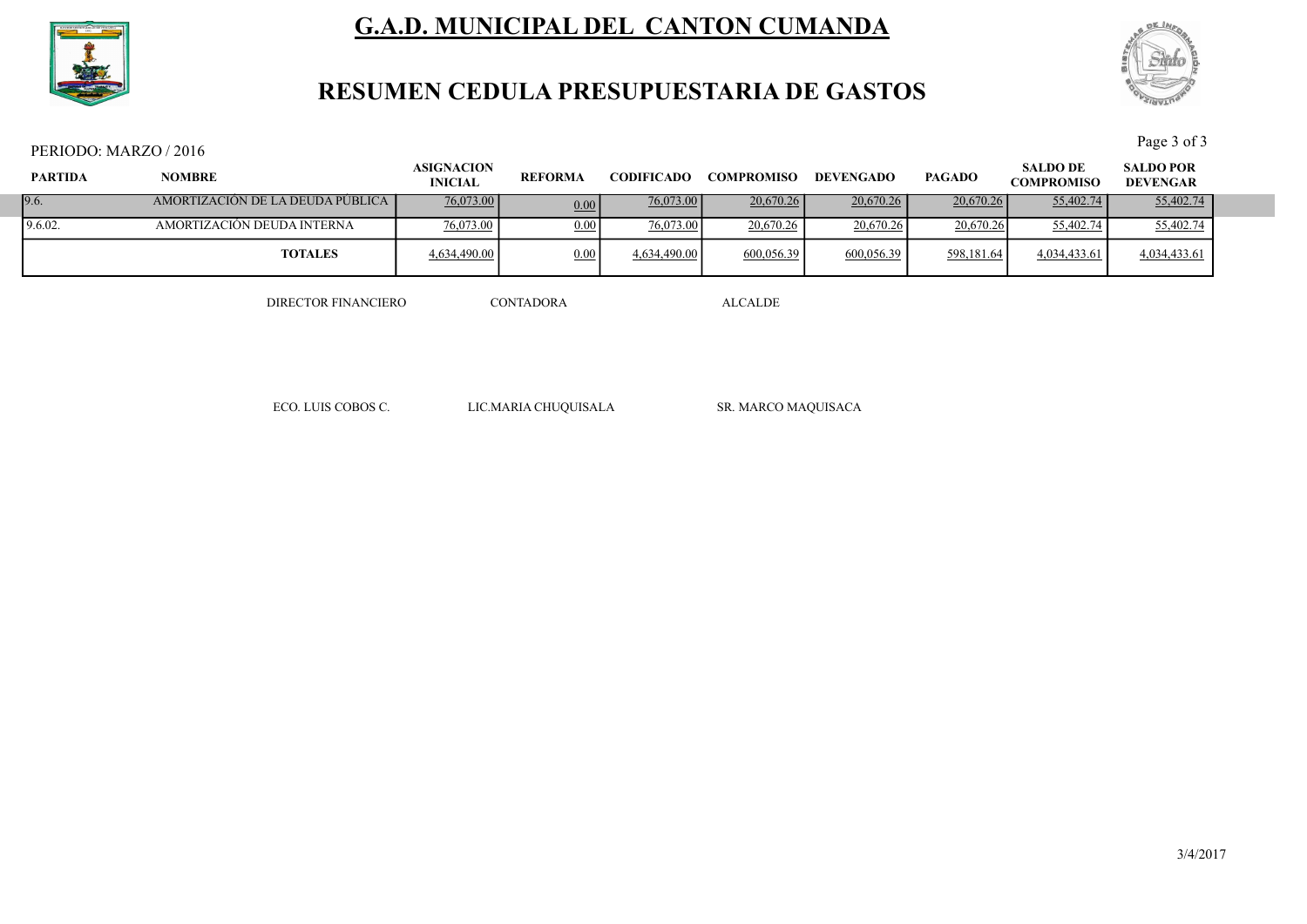# G.A.D. MUNICIPAL DEL CANTON CUMANDA

## RESUMEN CEDULA PRESUPUESTARIA DE GASTOS

PERIODO: MARZO / 2016

| PARTIDA | NOMBRE | ASIGNACION INICIAL | REFORMA | CODIFICADO | COMPROMISO | DEVENGADO | PAGADO | SALDO DE COMPROMISO | SALDO POR DEVENGAR |
|---|---|---|---|---|---|---|---|---|---|
| 9.6. | AMORTIZACIÓN DE LA DEUDA PÚBLICA | 76,073.00 | 0.00 | 76,073.00 | 20,670.26 | 20,670.26 | 20,670.26 | 55,402.74 | 55,402.74 |
| 9.6.02. | AMORTIZACIÓN DEUDA INTERNA | 76,073.00 | 0.00 | 76,073.00 | 20,670.26 | 20,670.26 | 20,670.26 | 55,402.74 | 55,402.74 |
| | **TOTALES** | 4,634,490.00 | 0.00 | 4,634,490.00 | 600,056.39 | 600,056.39 | 598,181.64 | 4,034,433.61 | 4,034,433.61 |

DIRECTOR FINANCIERO — CONTADORA — ALCALDE

ECO. LUIS COBOS C. — LIC.MARIA CHUQUISALA — SR. MARCO MAQUISACA

3/4/2017